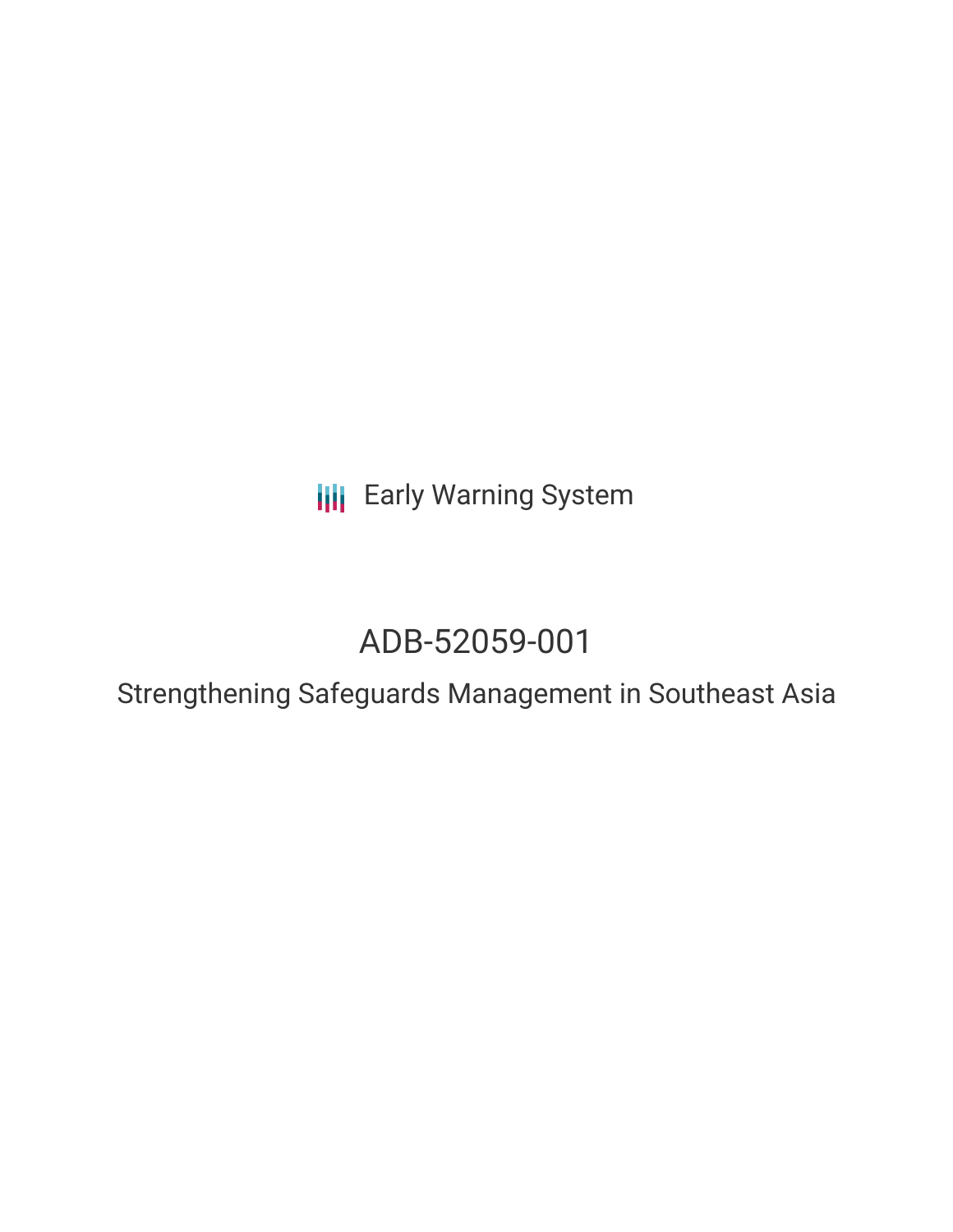Early Warning System

# ADB-52059-001

## Strengthening Safeguards Management in Southeast Asia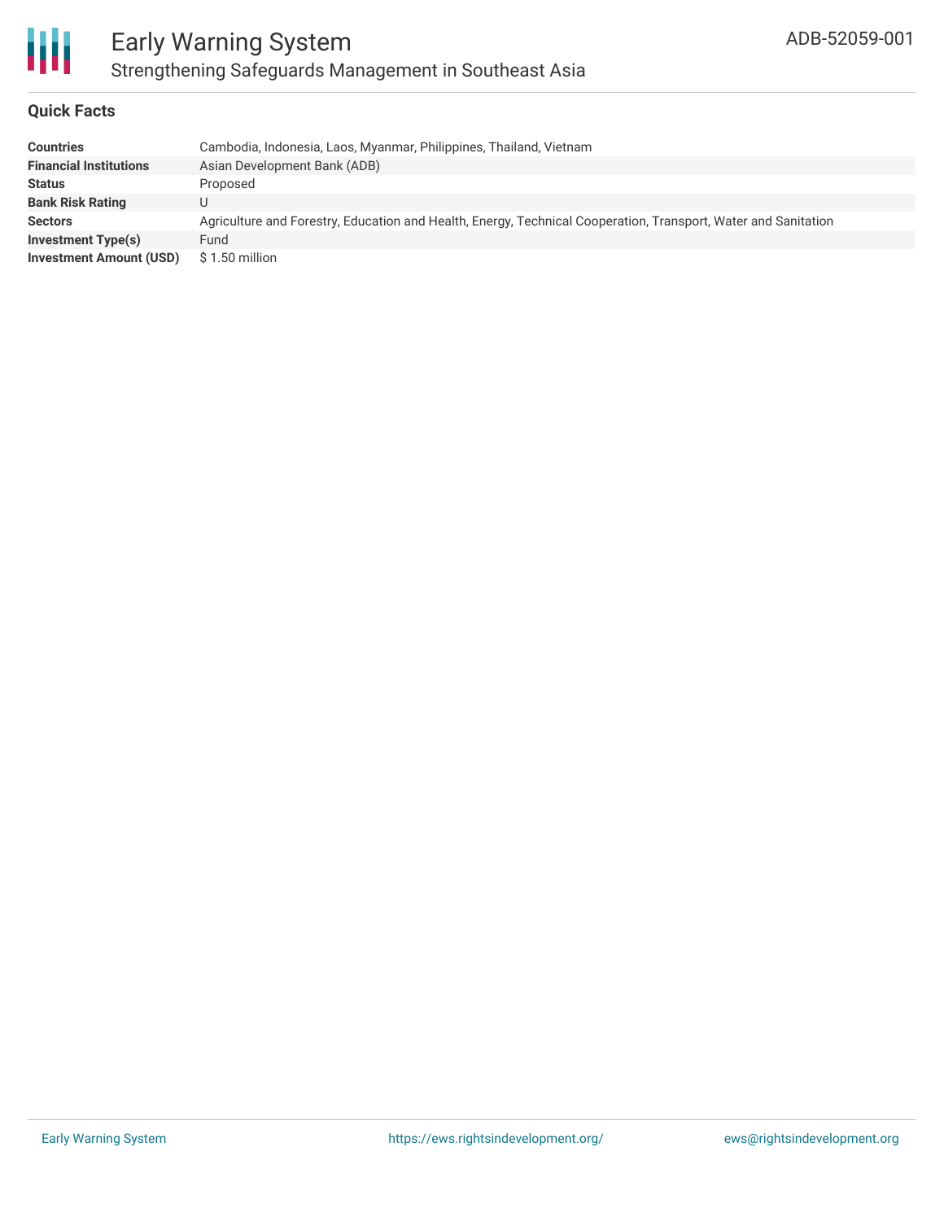# Early Warning System

## Strengthening Safeguards Management in Southeast Asia

ADB-52059-001

### Quick Facts

| | |
|---|---|
| **Countries** | Cambodia, Indonesia, Laos, Myanmar, Philippines, Thailand, Vietnam |
| **Financial Institutions** | Asian Development Bank (ADB) |
| **Status** | Proposed |
| **Bank Risk Rating** | U |
| **Sectors** | Agriculture and Forestry, Education and Health, Energy, Technical Cooperation, Transport, Water and Sanitation |
| **Investment Type(s)** | Fund |
| **Investment Amount (USD)** | $ 1.50 million |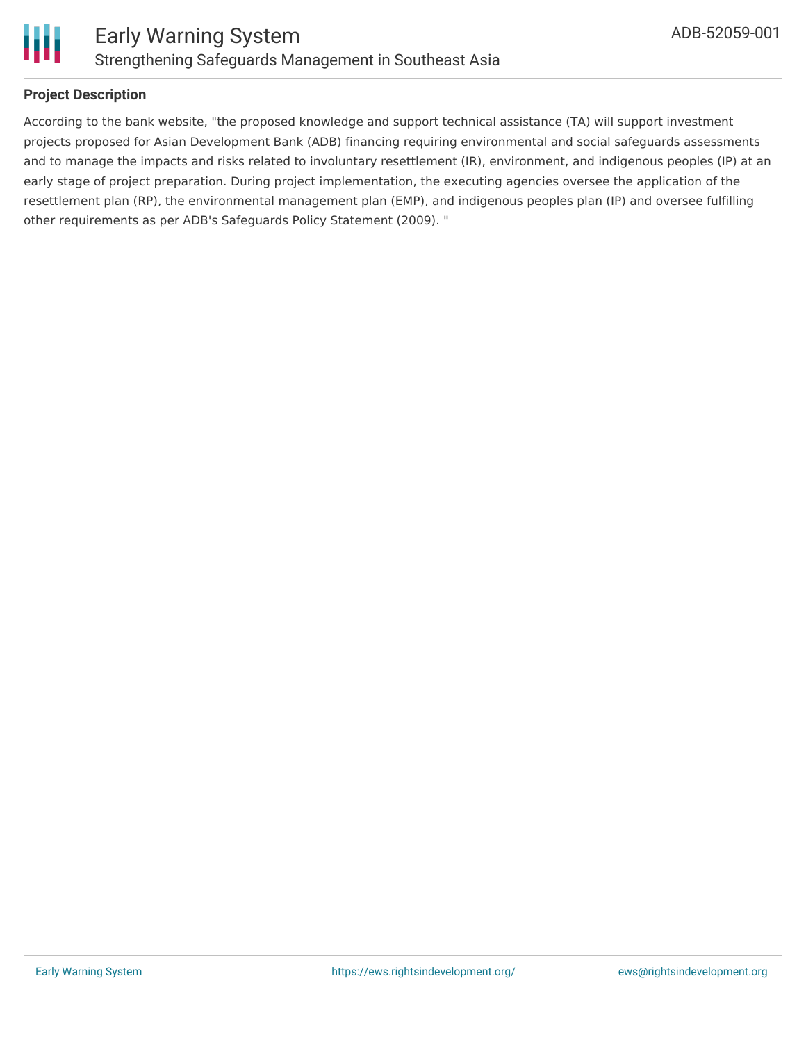## Project Description

According to the bank website, "the proposed knowledge and support technical assistance (TA) will support investment projects proposed for Asian Development Bank (ADB) financing requiring environmental and social safeguards assessments and to manage the impacts and risks related to involuntary resettlement (IR), environment, and indigenous peoples (IP) at an early stage of project preparation. During project implementation, the executing agencies oversee the application of the resettlement plan (RP), the environmental management plan (EMP), and indigenous peoples plan (IP) and oversee fulfilling other requirements as per ADB's Safeguards Policy Statement (2009). "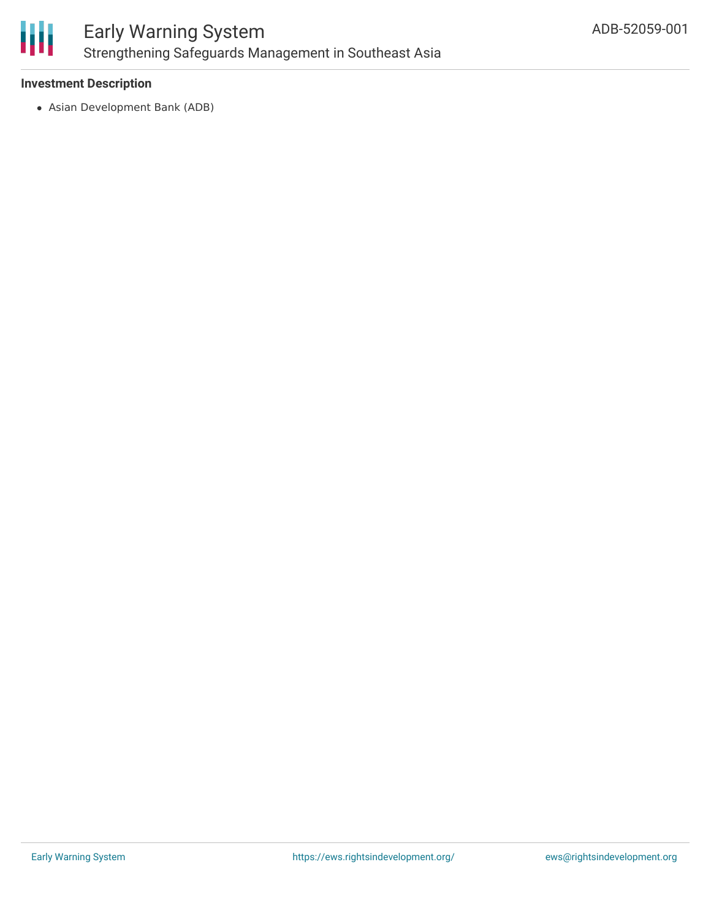### Investment Description

- Asian Development Bank (ADB)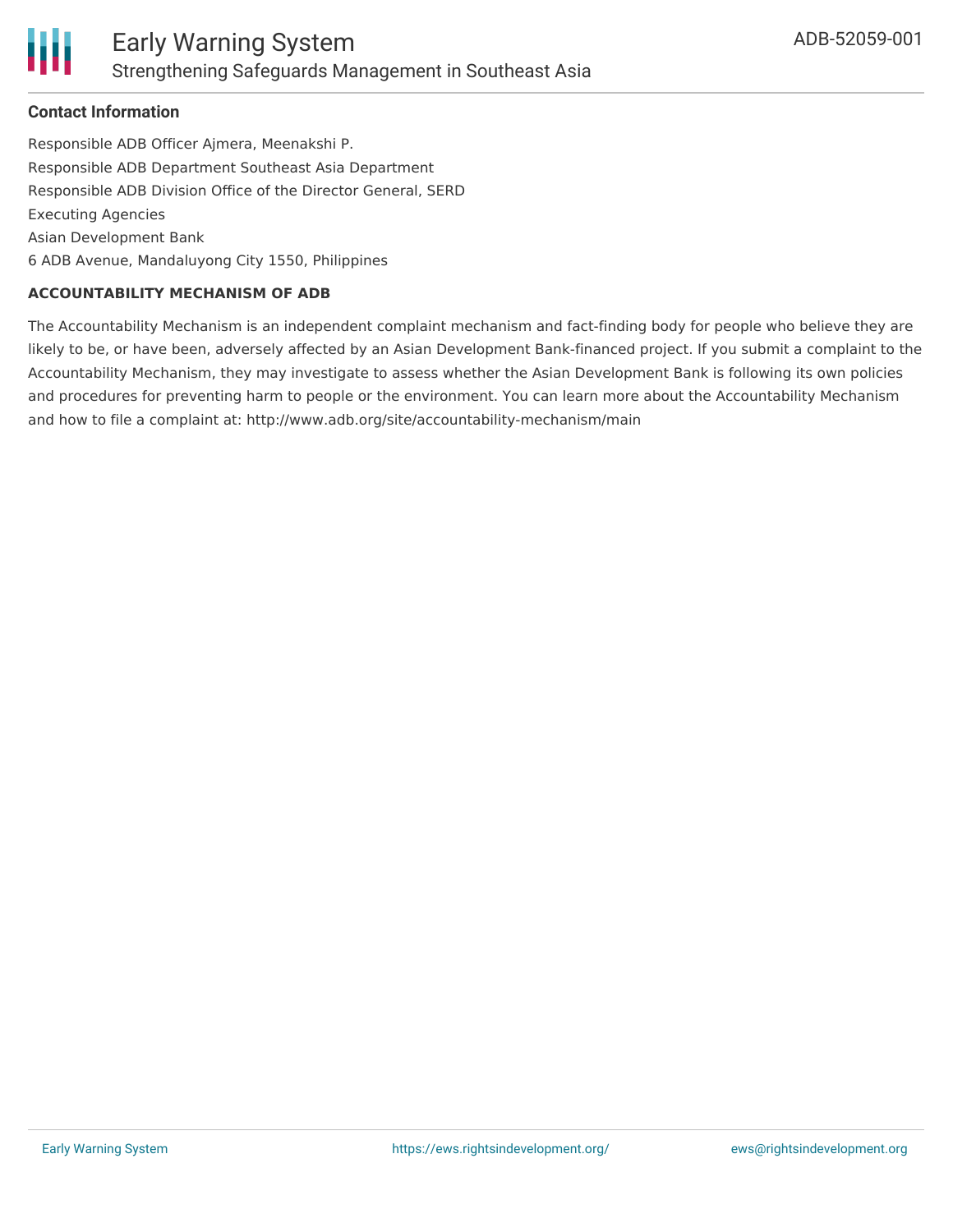**Contact Information**

Responsible ADB Officer Ajmera, Meenakshi P.
Responsible ADB Department Southeast Asia Department
Responsible ADB Division Office of the Director General, SERD
Executing Agencies
Asian Development Bank
6 ADB Avenue, Mandaluyong City 1550, Philippines

**ACCOUNTABILITY MECHANISM OF ADB**

The Accountability Mechanism is an independent complaint mechanism and fact-finding body for people who believe they are likely to be, or have been, adversely affected by an Asian Development Bank-financed project. If you submit a complaint to the Accountability Mechanism, they may investigate to assess whether the Asian Development Bank is following its own policies and procedures for preventing harm to people or the environment. You can learn more about the Accountability Mechanism and how to file a complaint at: http://www.adb.org/site/accountability-mechanism/main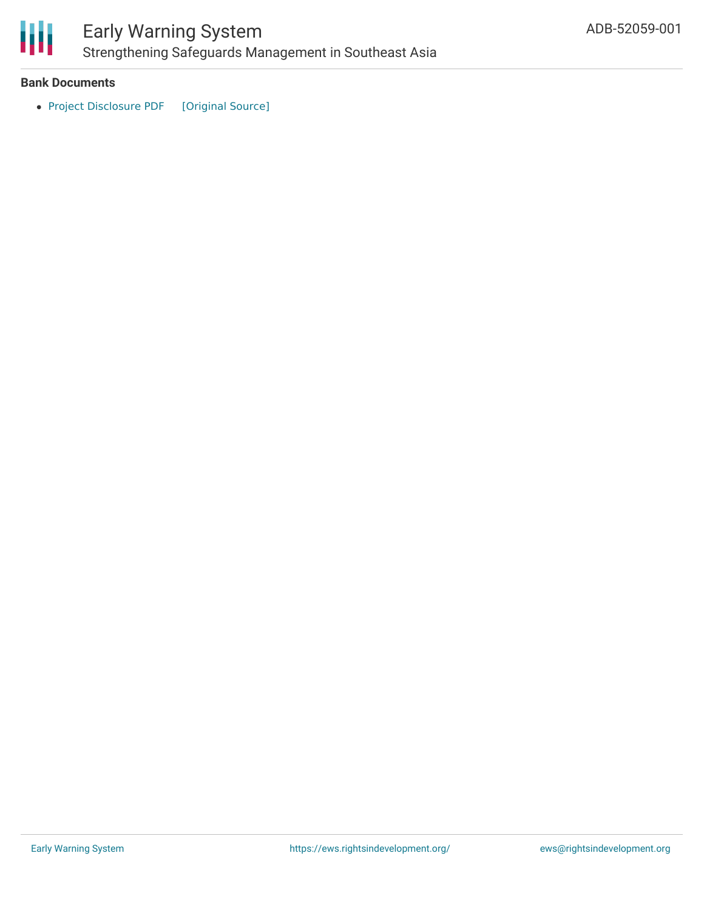**Bank Documents**

- Project Disclosure PDF [Original Source]